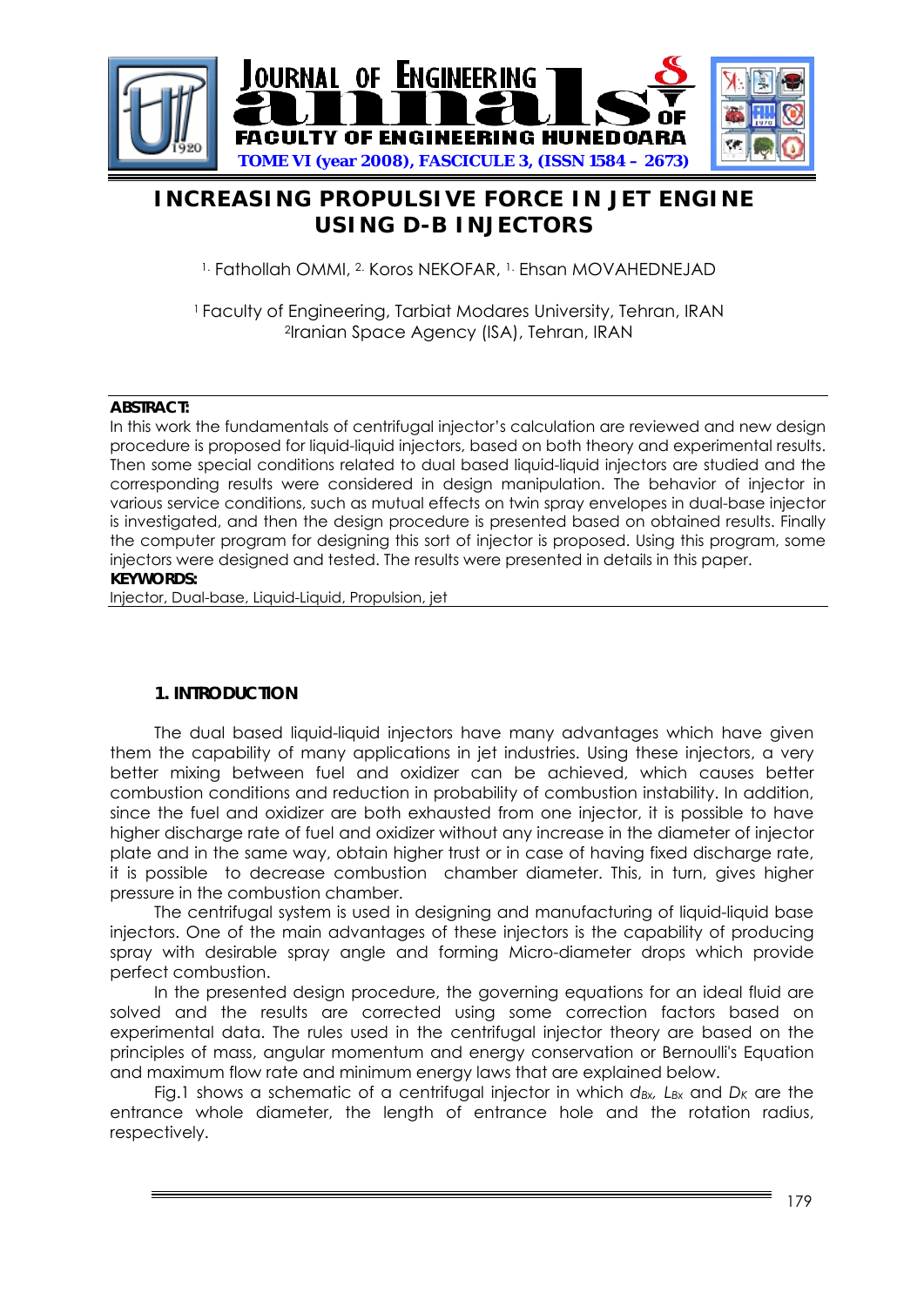# INCREASING PROPULSIVE FORCE IN JET ENGINE USING D-B INJECTORS

[1] Fathollah OMMI, [2] Koros NEKOFAR, [1] Ehsan MOVAHEDNEJAD

[1] Faculty of Engineering, Tarbiat Modares University, Tehran, IRAN
[2] Iranian Space Agency (ISA), Tehran, IRAN

**ABSTRACT:**
In this work the fundamentals of centrifugal injector's calculation are reviewed and new design procedure is proposed for liquid-liquid injectors, based on both theory and experimental results. Then some special conditions related to dual based liquid-liquid injectors are studied and the corresponding results were considered in design manipulation. The behavior of injector in various service conditions, such as mutual effects on twin spray envelopes in dual-base injector is investigated, and then the design procedure is presented based on obtained results. Finally the computer program for designing this sort of injector is proposed. Using this program, some injectors were designed and tested. The results were presented in details in this paper.

**KEYWORDS:**
Injector, Dual-base, Liquid-Liquid, Propulsion, jet

## 1. INTRODUCTION

The dual based liquid-liquid injectors have many advantages which have given them the capability of many applications in jet industries. Using these injectors, a very better mixing between fuel and oxidizer can be achieved, which causes better combustion conditions and reduction in probability of combustion instability. In addition, since the fuel and oxidizer are both exhausted from one injector, it is possible to have higher discharge rate of fuel and oxidizer without any increase in the diameter of injector plate and in the same way, obtain higher trust or in case of having fixed discharge rate, it is possible to decrease combustion chamber diameter. This, in turn, gives higher pressure in the combustion chamber.

The centrifugal system is used in designing and manufacturing of liquid-liquid base injectors. One of the main advantages of these injectors is the capability of producing spray with desirable spray angle and forming Micro-diameter drops which provide perfect combustion.

In the presented design procedure, the governing equations for an ideal fluid are solved and the results are corrected using some correction factors based on experimental data. The rules used in the centrifugal injector theory are based on the principles of mass, angular momentum and energy conservation or Bernoulli's Equation and maximum flow rate and minimum energy laws that are explained below.

Fig.1 shows a schematic of a centrifugal injector in which $d_{Bx}$, $L_{Bx}$ and $D_K$ are the entrance whole diameter, the length of entrance hole and the rotation radius, respectively.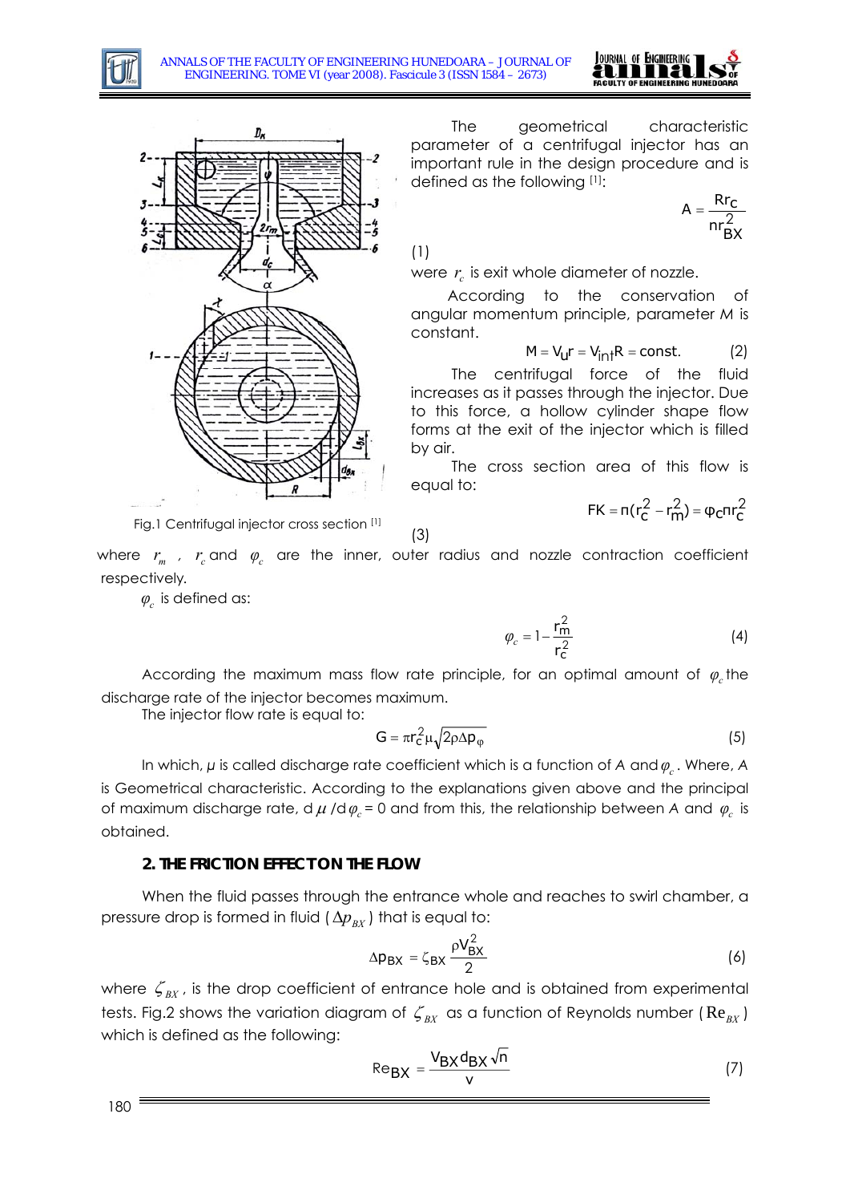Fig.1 Centrifugal injector cross section [1]

The geometrical characteristic parameter of a centrifugal injector has an important rule in the design procedure and is defined as the following [1]:

$$A = \frac{Rr_c}{nr_{BX}^2} \quad (1)$$

were $r_c$ is exit whole diameter of nozzle.

According to the conservation of angular momentum principle, parameter M is constant.

$$M = V_u r = V_{int} R = const. \quad (2)$$

The centrifugal force of the fluid increases as it passes through the injector. Due to this force, a hollow cylinder shape flow forms at the exit of the injector which is filled by air.

The cross section area of this flow is equal to:

$$FK = \pi(r_c^2 - r_m^2) = \varphi_c \pi r_c^2 \quad (3)$$

where $r_m$ , $r_c$ and $\varphi_c$ are the inner, outer radius and nozzle contraction coefficient respectively.

$\varphi_c$ is defined as:

$$\varphi_c = 1 - \frac{r_m^2}{r_c^2} \quad (4)$$

According the maximum mass flow rate principle, for an optimal amount of $\varphi_c$ the discharge rate of the injector becomes maximum.

The injector flow rate is equal to:

$$G = \pi r_c^2 \mu \sqrt{2\rho \Delta p_\varphi} \quad (5)$$

In which, $\mu$ is called discharge rate coefficient which is a function of A and $\varphi_c$. Where, A is Geometrical characteristic. According to the explanations given above and the principal of maximum discharge rate, $d\mu / d\varphi_c = 0$ and from this, the relationship between A and $\varphi_c$ is obtained.

## 2. THE FRICTION EFFECT ON THE FLOW

When the fluid passes through the entrance whole and reaches to swirl chamber, a pressure drop is formed in fluid ($\Delta p_{BX}$) that is equal to:

$$\Delta p_{BX} = \zeta_{BX} \frac{\rho V_{BX}^2}{2} \quad (6)$$

where $\zeta_{BX}$, is the drop coefficient of entrance hole and is obtained from experimental tests. Fig.2 shows the variation diagram of $\zeta_{BX}$ as a function of Reynolds number ($Re_{BX}$) which is defined as the following:

$$Re_{BX} = \frac{V_{BX} d_{BX} \sqrt{n}}{v} \quad (7)$$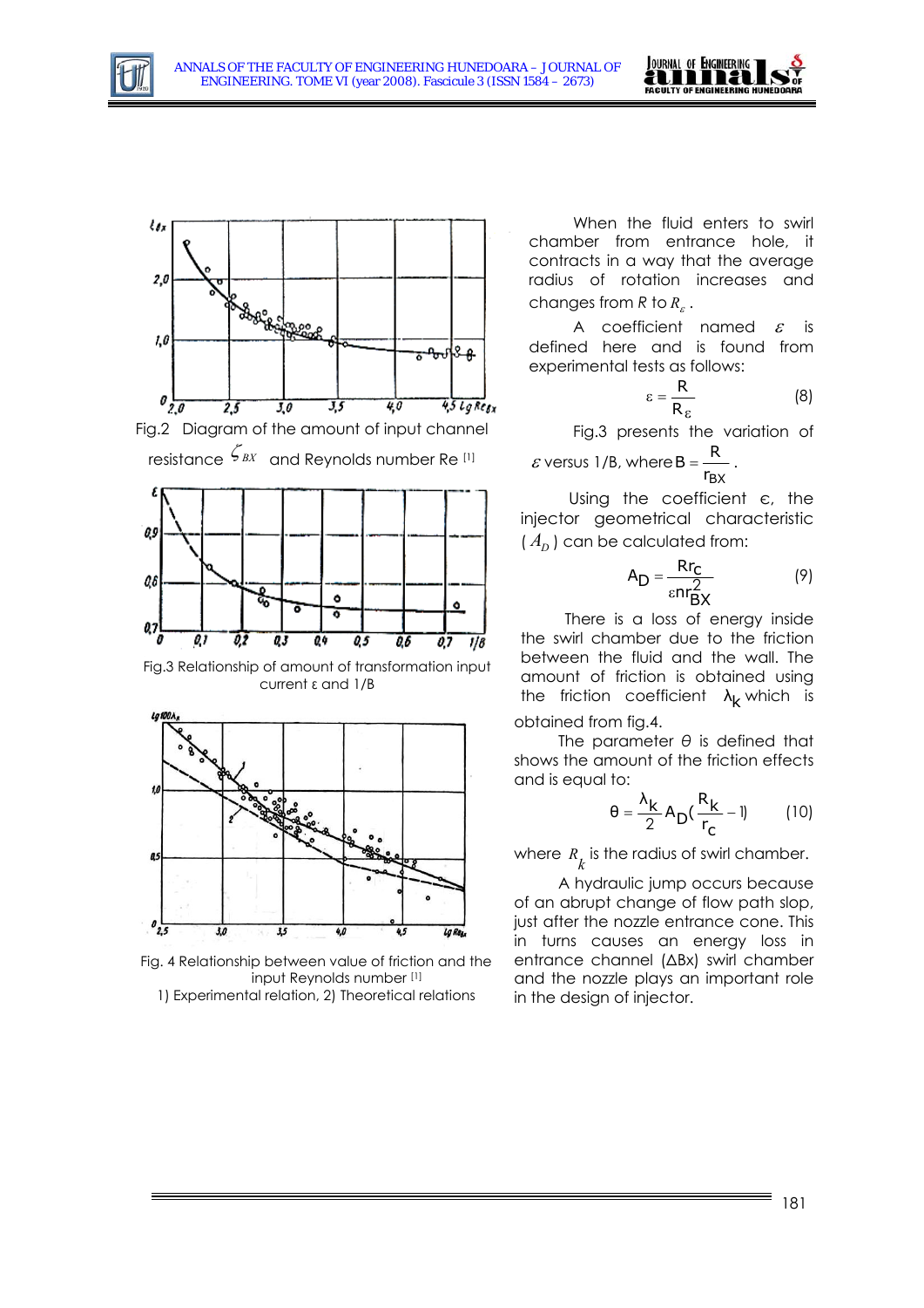Fig.2 Diagram of the amount of input channel resistance $\zeta_{BX}$ and Reynolds number Re [1]

Fig.3 Relationship of amount of transformation input current ε and 1/B

Fig. 4 Relationship between value of friction and the input Reynolds number [1]
1) Experimental relation, 2) Theoretical relations

When the fluid enters to swirl chamber from entrance hole, it contracts in a way that the average radius of rotation increases and changes from $R$ to $R_{\varepsilon}$.

A coefficient named $\varepsilon$ is defined here and is found from experimental tests as follows:

$$\varepsilon = \frac{R}{R_{\varepsilon}} \qquad (8)$$

Fig.3 presents the variation of $\varepsilon$ versus 1/B, where $B = \frac{R}{r_{BX}}$.

Using the coefficient ϵ, the injector geometrical characteristic ($A_D$) can be calculated from:

$$A_D = \frac{Rr_c}{\varepsilon n r_{BX}^2} \qquad (9)$$

There is a loss of energy inside the swirl chamber due to the friction between the fluid and the wall. The amount of friction is obtained using the friction coefficient $\lambda_k$ which is obtained from fig.4.

The parameter $\theta$ is defined that shows the amount of the friction effects and is equal to:

$$\theta = \frac{\lambda_k}{2} A_D \left(\frac{R_k}{r_c} - 1\right) \qquad (10)$$

where $R_k$ is the radius of swirl chamber.

A hydraulic jump occurs because of an abrupt change of flow path slop, just after the nozzle entrance cone. This in turns causes an energy loss in entrance channel (ΔBx) swirl chamber and the nozzle plays an important role in the design of injector.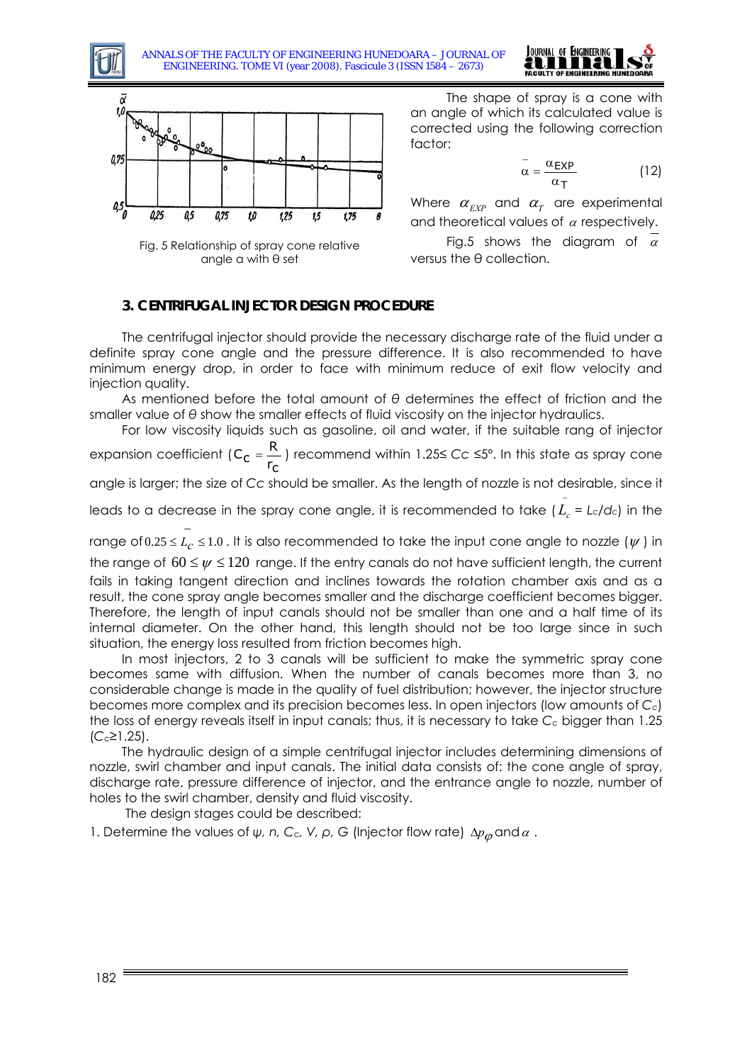Fig. 5 Relationship of spray cone relative angle a with θ set

The shape of spray is a cone with an angle of which its calculated value is corrected using the following correction factor:

$$\bar{\alpha} = \frac{\alpha_{EXP}}{\alpha_T} \qquad (12)$$

Where $\alpha_{EXP}$ and $\alpha_T$ are experimental and theoretical values of $\alpha$ respectively.

Fig.5 shows the diagram of $\bar{\alpha}$ versus the θ collection.

## 3. CENTRIFUGAL INJECTOR DESIGN PROCEDURE

The centrifugal injector should provide the necessary discharge rate of the fluid under a definite spray cone angle and the pressure difference. It is also recommended to have minimum energy drop, in order to face with minimum reduce of exit flow velocity and injection quality.

As mentioned before the total amount of θ determines the effect of friction and the smaller value of θ show the smaller effects of fluid viscosity on the injector hydraulics.

For low viscosity liquids such as gasoline, oil and water, if the suitable rang of injector expansion coefficient ($C_C = \frac{R}{r_C}$) recommend within 1.25≤ *Cc* ≤5°. In this state as spray cone angle is larger; the size of *Cc* should be smaller. As the length of nozzle is not desirable, since it leads to a decrease in the spray cone angle, it is recommended to take ($\bar{L}_c$ = *Lc*/*dc*) in the range of $0.25 \le \bar{L}_c \le 1.0$. It is also recommended to take the input cone angle to nozzle ($\psi$) in the range of $60 \le \psi \le 120$ range. If the entry canals do not have sufficient length, the current fails in taking tangent direction and inclines towards the rotation chamber axis and as a result, the cone spray angle becomes smaller and the discharge coefficient becomes bigger. Therefore, the length of input canals should not be smaller than one and a half time of its internal diameter. On the other hand, this length should not be too large since in such situation, the energy loss resulted from friction becomes high.

In most injectors, 2 to 3 canals will be sufficient to make the symmetric spray cone becomes same with diffusion. When the number of canals becomes more than 3, no considerable change is made in the quality of fuel distribution; however, the injector structure becomes more complex and its precision becomes less. In open injectors (low amounts of $C_c$) the loss of energy reveals itself in input canals; thus, it is necessary to take $C_c$ bigger than 1.25 ($C_c$≥1.25).

The hydraulic design of a simple centrifugal injector includes determining dimensions of nozzle, swirl chamber and input canals. The initial data consists of: the cone angle of spray, discharge rate, pressure difference of injector, and the entrance angle to nozzle, number of holes to the swirl chamber, density and fluid viscosity.

The design stages could be described:

1. Determine the values of *ψ, n,* $C_c$*, V, ρ, G* (Injector flow rate) $\Delta p_{\varphi}$ and $\alpha$ .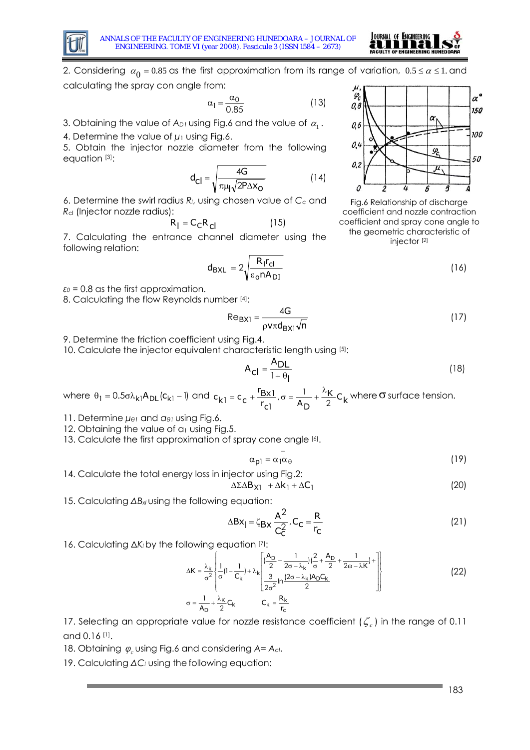2. Considering $\alpha_0 = 0.85$ as the first approximation from its range of variation, $0.5 \le \alpha \le 1$. and calculating the spray con angle from:

$$\alpha_1 = \frac{\alpha_0}{0.85} \tag{13}$$

3. Obtaining the value of $A_{D1}$ using Fig.6 and the value of $\alpha_1$.
4. Determine the value of $\mu_1$ using Fig.6.
5. Obtain the injector nozzle diameter from the following equation [3]:

$$d_{cl} = \sqrt{\frac{4G}{\pi \mu_l \sqrt{2P\Delta x_o}}} \tag{14}$$

6. Determine the swirl radius $R_l$, using chosen value of $C_c$ and $R_{cl}$ (Injector nozzle radius):

$$R_l = C_c R_{cl} \tag{15}$$

7. Calculating the entrance channel diameter using the following relation:

Fig.6 Relationship of discharge coefficient and nozzle contraction coefficient and spray cone angle to the geometric characteristic of injector [2]

$$d_{BXL} = 2\sqrt{\frac{R_l r_{cl}}{\varepsilon_o n A_{DI}}} \tag{16}$$

$\varepsilon_0 = 0.8$ as the first approximation.

8. Calculating the flow Reynolds number [4]:

$$Re_{BX1} = \frac{4G}{\rho \nu \pi d_{BX1}\sqrt{n}} \tag{17}$$

9. Determine the friction coefficient using Fig.4.
10. Calculate the injector equivalent characteristic length using [5]:

$$A_{cl} = \frac{A_{DL}}{1+\theta_l} \tag{18}$$

where $\theta_1 = 0.5\sigma\lambda_{k1}A_{DL}(c_{k1}-1)$ and $c_{k1} = c_c + \frac{r_{Bx1}}{r_{c1}}, \sigma = \frac{1}{A_D} + \frac{\lambda_K}{2}C_k$ where $\sigma$ surface tension.

11. Determine $\mu_{\theta l}$ and $\alpha_{\theta l}$ using Fig.6.
12. Obtaining the value of $\alpha_l$ using Fig.5.
13. Calculate the first approximation of spray cone angle [6].

$$\alpha_{pl} = \alpha_1 \bar{\alpha}_\theta \tag{19}$$

14. Calculate the total energy loss in injector using Fig.2:

$$\Delta\Sigma\Delta B_{X1} + \Delta k_1 + \Delta C_1 \tag{20}$$

15. Calculating $\Delta B_{xl}$ using the following equation:

$$\Delta Bx_l = \zeta_{Bx}\frac{A^2}{C_c^2}, C_c = \frac{R}{r_c} \tag{21}$$

16. Calculating $\Delta K_l$ by the following equation [7]:

$$\Delta K = \frac{\lambda_k}{\sigma^2}\left\{\frac{1}{\sigma}\left(1-\frac{1}{C_k}\right)+\lambda_k\left[\begin{array}{l}\left(\frac{A_D}{2}-\frac{1}{2\sigma-\lambda_k}\right)\left(\frac{2}{\sigma}+\frac{A_D}{2}+\frac{1}{2\omega-\lambda K}\right)+ \\ \frac{3}{2\sigma^2}\ln\frac{(2\sigma-\lambda_k)A_D C_k}{2}\end{array}\right]\right\} \tag{22}$$

$$\sigma = \frac{1}{A_D} + \frac{\lambda_K}{2}C_k \qquad C_k = \frac{R_k}{r_c}$$

17. Selecting an appropriate value for nozzle resistance coefficient ($\zeta_c$) in the range of 0.11 and 0.16 [1].
18. Obtaining $\varphi_c$ using Fig.6 and considering $A = A_{cl}$.
19. Calculating $\Delta C_l$ using the following equation: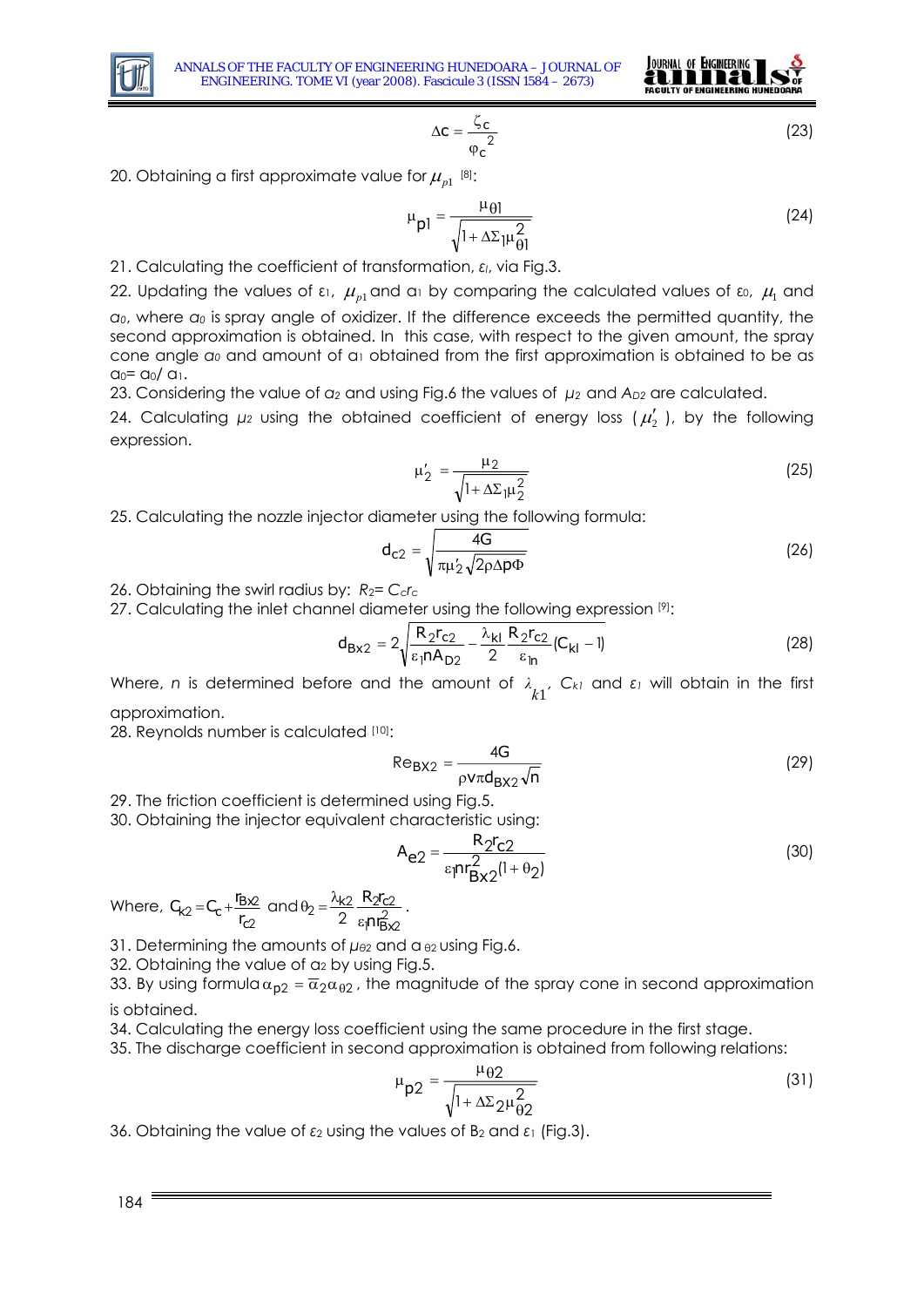$$\Delta c = \frac{\zeta_c}{\varphi_c^{\,2}} \tag{23}$$

20. Obtaining a first approximate value for $\mu_{p1}$ [8]:

$$\mu_{p1} = \frac{\mu_{\theta 1}}{\sqrt{1+\Delta\Sigma_1 \mu_{\theta 1}^2}} \tag{24}$$

21. Calculating the coefficient of transformation, $\varepsilon_I$, via Fig.3.

22. Updating the values of $\varepsilon_1$, $\mu_{p1}$ and $\alpha_1$ by comparing the calculated values of $\varepsilon_0$, $\mu_1$ and $\alpha_0$, where $\alpha_0$ is spray angle of oxidizer. If the difference exceeds the permitted quantity, the second approximation is obtained. In this case, with respect to the given amount, the spray cone angle $\alpha_0$ and amount of $\alpha_1$ obtained from the first approximation is obtained to be as $\alpha_0 = \alpha_0 / \alpha_1$.

23. Considering the value of $\alpha_2$ and using Fig.6 the values of $\mu_2$ and $A_{D2}$ are calculated.

24. Calculating $\mu_2$ using the obtained coefficient of energy loss ($\mu_2'$), by the following expression.

$$\mu_2' = \frac{\mu_2}{\sqrt{1+\Delta\Sigma_1 \mu_2^2}} \tag{25}$$

25. Calculating the nozzle injector diameter using the following formula:

$$d_{c2} = \sqrt{\frac{4G}{\pi \mu_2' \sqrt{2\rho \Delta p \Phi}}} \tag{26}$$

26. Obtaining the swirl radius by: $R_2 = C_c r_c$

27. Calculating the inlet channel diameter using the following expression [9]:

$$d_{Bx2} = 2\sqrt{\frac{R_2 r_{c2}}{\varepsilon_1 n A_{D2}} - \frac{\lambda_{kI}}{2}\frac{R_2 r_{c2}}{\varepsilon_{In}}(C_{kI} - 1)} \tag{28}$$

Where, $n$ is determined before and the amount of $\lambda_{k1}$, $C_{kI}$ and $\varepsilon_I$ will obtain in the first approximation.

28. Reynolds number is calculated [10]:

$$Re_{BX2} = \frac{4G}{\rho \nu \pi d_{BX2} \sqrt{n}} \tag{29}$$

29. The friction coefficient is determined using Fig.5.

30. Obtaining the injector equivalent characteristic using:

$$A_{e2} = \frac{R_2 r_{c2}}{\varepsilon_1 n r_{Bx2}^2 (1+\theta_2)} \tag{30}$$

Where, $C_{k2} = C_c + \frac{r_{Bx2}}{r_{c2}}$ and $\theta_2 = \frac{\lambda_{k2}}{2}\frac{R_2 r_{c2}}{\varepsilon_1 n r_{Bx2}^2}$.

31. Determining the amounts of $\mu_{\theta 2}$ and $\alpha_{\theta 2}$ using Fig.6.

32. Obtaining the value of $\alpha_2$ by using Fig.5.

33. By using formula $\alpha_{p2} = \overline{\alpha}_2 \alpha_{\theta 2}$, the magnitude of the spray cone in second approximation is obtained.

34. Calculating the energy loss coefficient using the same procedure in the first stage.

35. The discharge coefficient in second approximation is obtained from following relations:

$$\mu_{p2} = \frac{\mu_{\theta 2}}{\sqrt{1+\Delta\Sigma_2 \mu_{\theta 2}^2}} \tag{31}$$

36. Obtaining the value of $\varepsilon_2$ using the values of $B_2$ and $\varepsilon_1$ (Fig.3).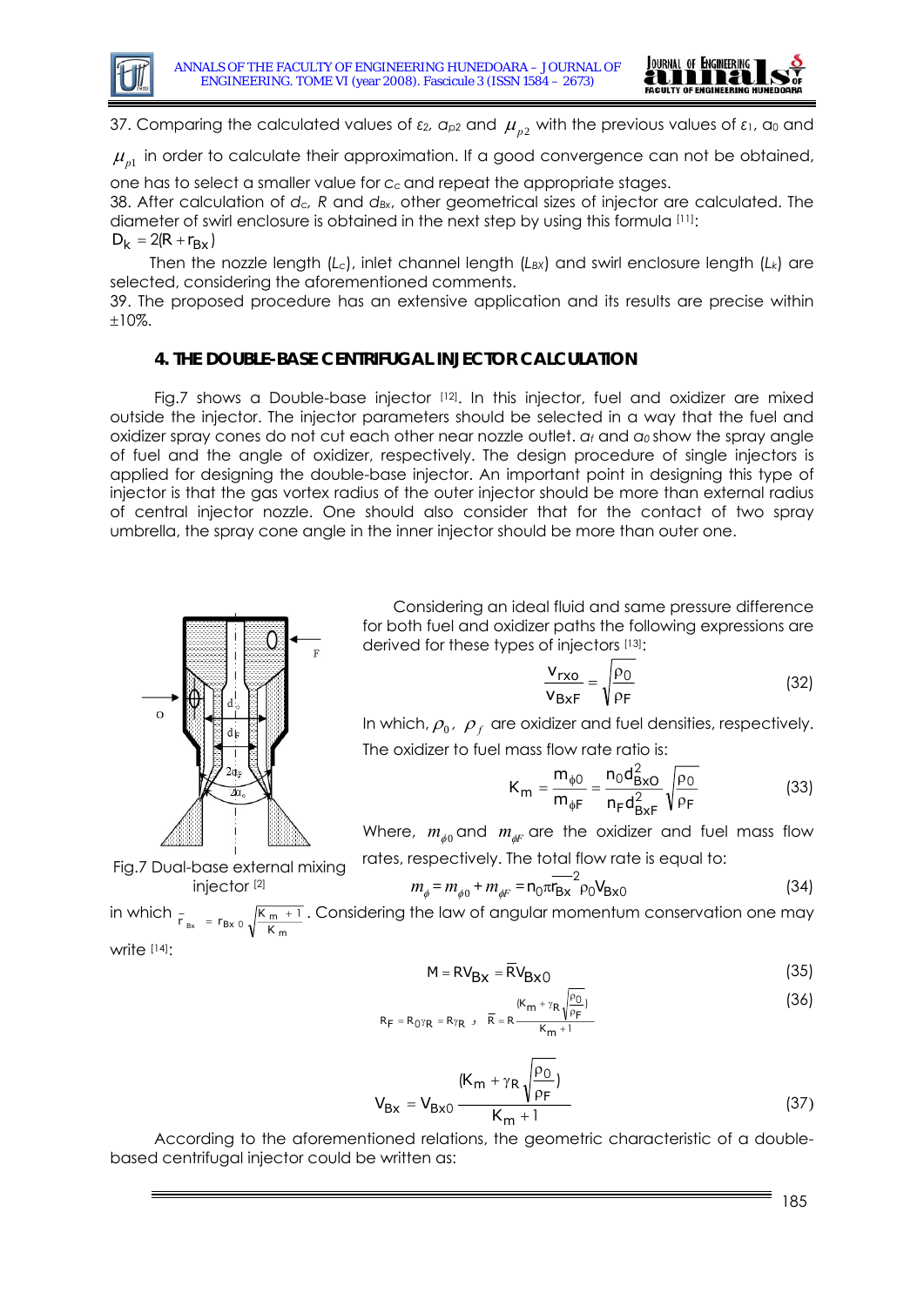37. Comparing the calculated values of $\varepsilon_2$, $\alpha_{p2}$ and $\mu_{p2}$ with the previous values of $\varepsilon_1$, $\alpha_0$ and $\mu_{p1}$ in order to calculate their approximation. If a good convergence can not be obtained, one has to select a smaller value for $c_c$ and repeat the appropriate stages.

38. After calculation of $d_c$, $R$ and $d_{Bx}$, other geometrical sizes of injector are calculated. The diameter of swirl enclosure is obtained in the next step by using this formula [11]:

$$D_k = 2(R + r_{Bx})$$

Then the nozzle length ($L_c$), inlet channel length ($L_{Bx}$) and swirl enclosure length ($L_k$) are selected, considering the aforementioned comments.

39. The proposed procedure has an extensive application and its results are precise within ±10%.

## 4. THE DOUBLE-BASE CENTRIFUGAL INJECTOR CALCULATION

Fig.7 shows a Double-base injector [12]. In this injector, fuel and oxidizer are mixed outside the injector. The injector parameters should be selected in a way that the fuel and oxidizer spray cones do not cut each other near nozzle outlet. $\alpha_f$ and $\alpha_0$ show the spray angle of fuel and the angle of oxidizer, respectively. The design procedure of single injectors is applied for designing the double-base injector. An important point in designing this type of injector is that the gas vortex radius of the outer injector should be more than external radius of central injector nozzle. One should also consider that for the contact of two spray umbrella, the spray cone angle in the inner injector should be more than outer one.

Fig.7 Dual-base external mixing injector [2]

Considering an ideal fluid and same pressure difference for both fuel and oxidizer paths the following expressions are derived for these types of injectors [13]:

$$\frac{V_{rxo}}{V_{BxF}} = \sqrt{\frac{\rho_0}{\rho_F}} \tag{32}$$

In which, $\rho_0$, $\rho_f$ are oxidizer and fuel densities, respectively.

The oxidizer to fuel mass flow rate ratio is:

$$K_m = \frac{m_{\phi 0}}{m_{\phi F}} = \frac{n_0 d_{BxO}^2}{n_F d_{BxF}^2}\sqrt{\frac{\rho_0}{\rho_F}} \tag{33}$$

Where, $m_{\phi 0}$ and $m_{\phi F}$ are the oxidizer and fuel mass flow rates, respectively. The total flow rate is equal to:

$$m_{\phi} = m_{\phi 0} + m_{\phi F} = n_0 \pi \overline{r}_{Bx}^{\,2} \rho_0 V_{Bx0} \tag{34}$$

in which $\overline{r}_{Bx} = r_{Bx0}\sqrt{\frac{K_m + 1}{K_m}}$. Considering the law of angular momentum conservation one may write [14]:

$$M = RV_{Bx} = \overline{R}V_{Bx0} \tag{35}$$

$$R_F = R_0 \gamma_R = R\gamma_R \text{ , } \quad \overline{R} = R\frac{(K_m + \gamma_R\sqrt{\frac{\rho_0}{\rho_F}})}{K_m + 1} \tag{36}$$

$$V_{Bx} = V_{Bx0}\frac{(K_m + \gamma_R\sqrt{\frac{\rho_0}{\rho_F}})}{K_m + 1} \tag{37}$$

According to the aforementioned relations, the geometric characteristic of a double-based centrifugal injector could be written as: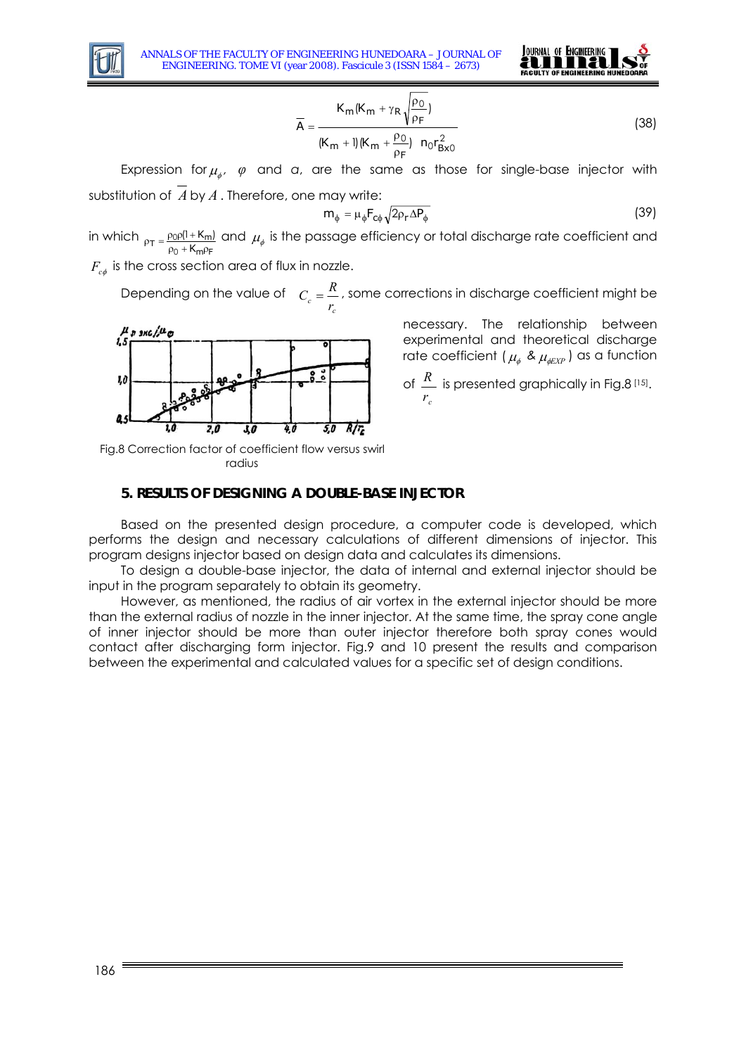$$\overline{A} = \frac{K_m (K_m + \gamma_R \sqrt{\frac{\rho_0}{\rho_F}})}{(K_m + 1)(K_m + \frac{\rho_0}{\rho_F})\ n_0 r_{Bx0}^2} \tag{38}$$

Expression for $\mu_\phi$, $\varphi$ and $\alpha$, are the same as those for single-base injector with substitution of $\overline{A}$ by $A$. Therefore, one may write:

$$m_\phi = \mu_\phi F_{c\phi} \sqrt{2\rho_r \Delta P_\phi} \tag{39}$$

in which $\rho_T = \frac{\rho_0 \rho (1 + K_m)}{\rho_0 + K_m \rho_F}$ and $\mu_\phi$ is the passage efficiency or total discharge rate coefficient and $F_{c\phi}$ is the cross section area of flux in nozzle.

Depending on the value of $C_c = \frac{R}{r_c}$, some corrections in discharge coefficient might be necessary. The relationship between experimental and theoretical discharge rate coefficient ($\mu_\phi$ & $\mu_{\phi EXP}$) as a function of $\frac{R}{r_c}$ is presented graphically in Fig.8 [15].

Fig.8 Correction factor of coefficient flow versus swirl radius

## 5. RESULTS OF DESIGNING A DOUBLE-BASE INJECTOR

Based on the presented design procedure, a computer code is developed, which performs the design and necessary calculations of different dimensions of injector. This program designs injector based on design data and calculates its dimensions.

To design a double-base injector, the data of internal and external injector should be input in the program separately to obtain its geometry.

However, as mentioned, the radius of air vortex in the external injector should be more than the external radius of nozzle in the inner injector. At the same time, the spray cone angle of inner injector should be more than outer injector therefore both spray cones would contact after discharging form injector. Fig.9 and 10 present the results and comparison between the experimental and calculated values for a specific set of design conditions.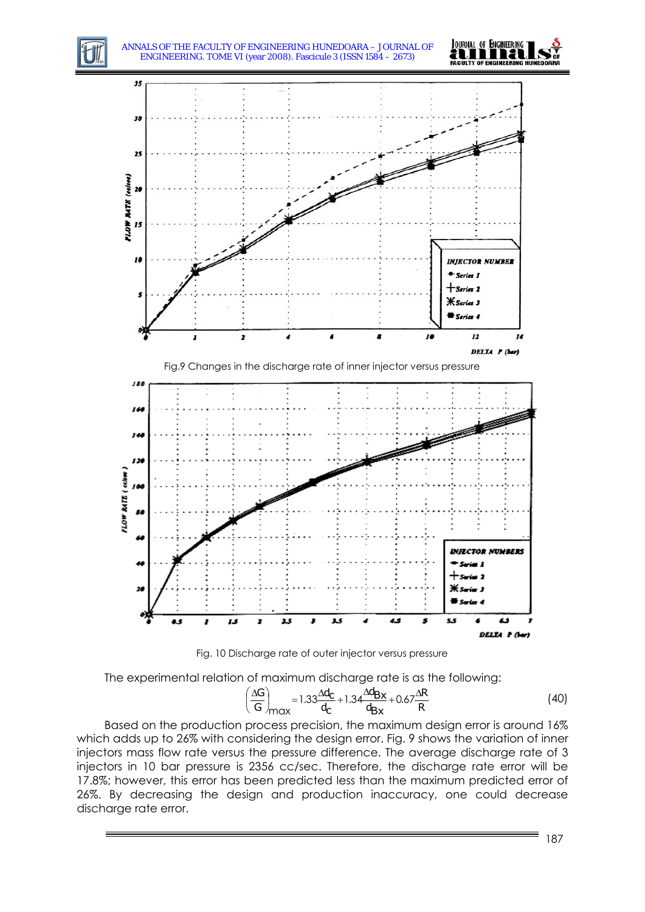Fig.9 Changes in the discharge rate of inner injector versus pressure

Fig. 10 Discharge rate of outer injector versus pressure

The experimental relation of maximum discharge rate is as the following:

$$\left(\frac{\Delta G}{G}\right)_{max} = 1.33\frac{\Delta d_C}{d_C} + 1.34\frac{\Delta d_{Bx}}{d_{Bx}} + 0.67\frac{\Delta R}{R} \quad (40)$$

Based on the production process precision, the maximum design error is around 16% which adds up to 26% with considering the design error. Fig. 9 shows the variation of inner injectors mass flow rate versus the pressure difference. The average discharge rate of 3 injectors in 10 bar pressure is 2356 cc/sec. Therefore, the discharge rate error will be 17.8%; however, this error has been predicted less than the maximum predicted error of 26%. By decreasing the design and production inaccuracy, one could decrease discharge rate error.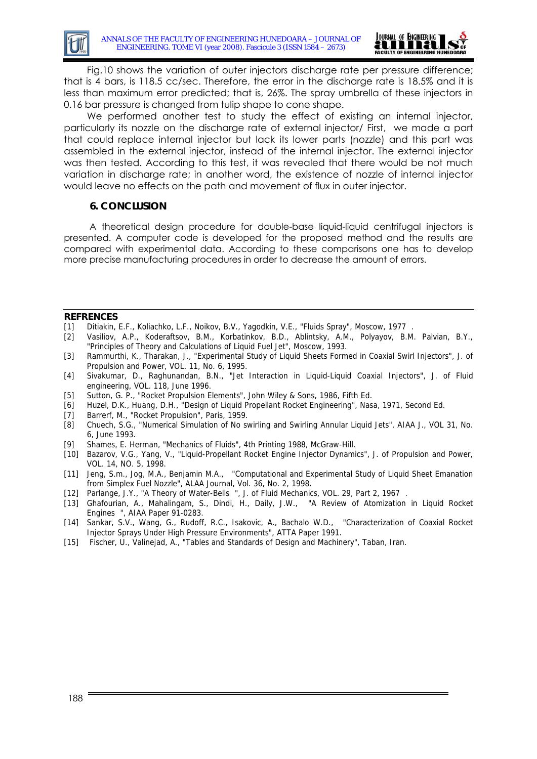Fig.10 shows the variation of outer injectors discharge rate per pressure difference; that is 4 bars, is 118.5 cc/sec. Therefore, the error in the discharge rate is 18.5% and it is less than maximum error predicted; that is, 26%. The spray umbrella of these injectors in 0.16 bar pressure is changed from tulip shape to cone shape.

We performed another test to study the effect of existing an internal injector, particularly its nozzle on the discharge rate of external injector/ First, we made a part that could replace internal injector but lack its lower parts (nozzle) and this part was assembled in the external injector, instead of the internal injector. The external injector was then tested. According to this test, it was revealed that there would be not much variation in discharge rate; in another word, the existence of nozzle of internal injector would leave no effects on the path and movement of flux in outer injector.

## 6. CONCLUSION

A theoretical design procedure for double-base liquid-liquid centrifugal injectors is presented. A computer code is developed for the proposed method and the results are compared with experimental data. According to these comparisons one has to develop more precise manufacturing procedures in order to decrease the amount of errors.

## REFRENCES

[1] Ditiakin, E.F., Koliachko, L.F., Noikov, B.V., Yagodkin, V.E., "Fluids Spray", Moscow, 1977 .

[2] Vasiliov, A.P., Koderaftsov, B.M., Korbatinkov, B.D., Ablintsky, A.M., Polyayov, B.M. Palvian, B.Y., "Principles of Theory and Calculations of Liquid Fuel Jet", Moscow, 1993.

[3] Rammurthi, K., Tharakan, J., "Experimental Study of Liquid Sheets Formed in Coaxial Swirl Injectors", J. of Propulsion and Power, VOL. 11, No. 6, 1995.

[4] Sivakumar, D., Raghunandan, B.N., "Jet Interaction in Liquid-Liquid Coaxial Injectors", J. of Fluid engineering, VOL. 118, June 1996.

[5] Sutton, G. P., "Rocket Propulsion Elements", John Wiley & Sons, 1986, Fifth Ed.

[6] Huzel, D.K., Huang, D.H., "Design of Liquid Propellant Rocket Engineering", Nasa, 1971, Second Ed.

[7] Barrerf, M., "Rocket Propulsion", Paris, 1959.

[8] Chuech, S.G., "Numerical Simulation of No swirling and Swirling Annular Liquid Jets", AIAA J., VOL 31, No. 6, June 1993.

[9] Shames, E. Herman, "Mechanics of Fluids", 4th Printing 1988, McGraw-Hill.

[10] Bazarov, V.G., Yang, V., "Liquid-Propellant Rocket Engine Injector Dynamics", J. of Propulsion and Power, VOL. 14, NO. 5, 1998.

[11] Jeng, S.m., Jog, M.A., Benjamin M.A., "Computational and Experimental Study of Liquid Sheet Emanation from Simplex Fuel Nozzle", ALAA Journal, Vol. 36, No. 2, 1998.

[12] Parlange, J.Y., "A Theory of Water-Bells ", J. of Fluid Mechanics, VOL. 29, Part 2, 1967 .

[13] Ghafourian, A., Mahalingam, S., Dindi, H., Daily, J.W., "A Review of Atomization in Liquid Rocket Engines ", AIAA Paper 91-0283.

[14] Sankar, S.V., Wang, G., Rudoff, R.C., Isakovic, A., Bachalo W.D., "Characterization of Coaxial Rocket Injector Sprays Under High Pressure Environments", ATTA Paper 1991.

[15] Fischer, U., Valinejad, A., "Tables and Standards of Design and Machinery", Taban, Iran.